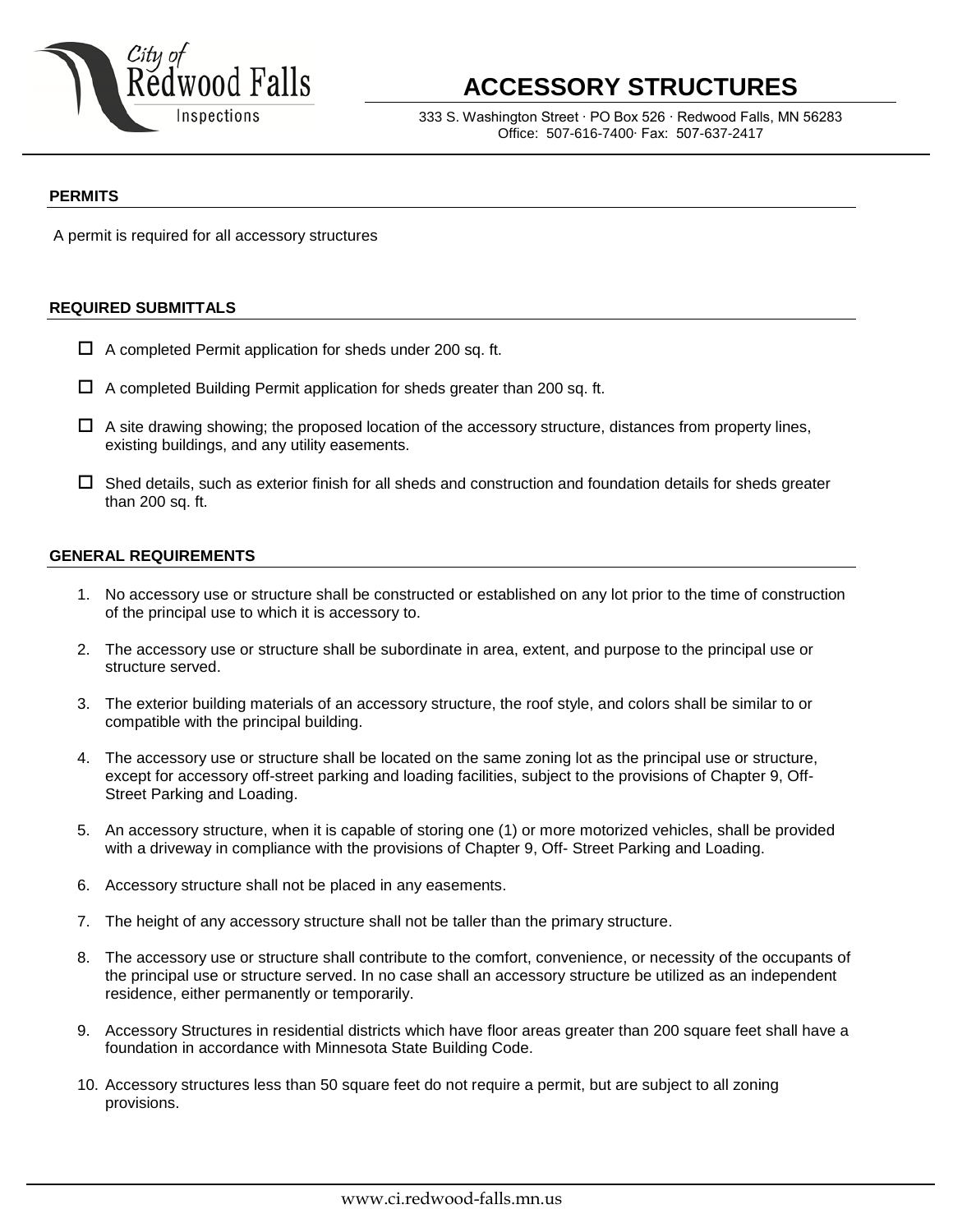City of Redwood Falls Inspections

# ACCESSORY STRUCTURES

333 S. Washington Street · PO Box 526 · Redwood Falls, MN 56283
Office: 507-616-7400· Fax: 507-637-2417

## PERMITS

A permit is required for all accessory structures

## REQUIRED SUBMITTALS

- ☐ A completed Permit application for sheds under 200 sq. ft.
- ☐ A completed Building Permit application for sheds greater than 200 sq. ft.
- ☐ A site drawing showing; the proposed location of the accessory structure, distances from property lines, existing buildings, and any utility easements.
- ☐ Shed details, such as exterior finish for all sheds and construction and foundation details for sheds greater than 200 sq. ft.

## GENERAL REQUIREMENTS

1. No accessory use or structure shall be constructed or established on any lot prior to the time of construction of the principal use to which it is accessory to.
2. The accessory use or structure shall be subordinate in area, extent, and purpose to the principal use or structure served.
3. The exterior building materials of an accessory structure, the roof style, and colors shall be similar to or compatible with the principal building.
4. The accessory use or structure shall be located on the same zoning lot as the principal use or structure, except for accessory off-street parking and loading facilities, subject to the provisions of Chapter 9, Off-Street Parking and Loading.
5. An accessory structure, when it is capable of storing one (1) or more motorized vehicles, shall be provided with a driveway in compliance with the provisions of Chapter 9, Off- Street Parking and Loading.
6. Accessory structure shall not be placed in any easements.
7. The height of any accessory structure shall not be taller than the primary structure.
8. The accessory use or structure shall contribute to the comfort, convenience, or necessity of the occupants of the principal use or structure served. In no case shall an accessory structure be utilized as an independent residence, either permanently or temporarily.
9. Accessory Structures in residential districts which have floor areas greater than 200 square feet shall have a foundation in accordance with Minnesota State Building Code.
10. Accessory structures less than 50 square feet do not require a permit, but are subject to all zoning provisions.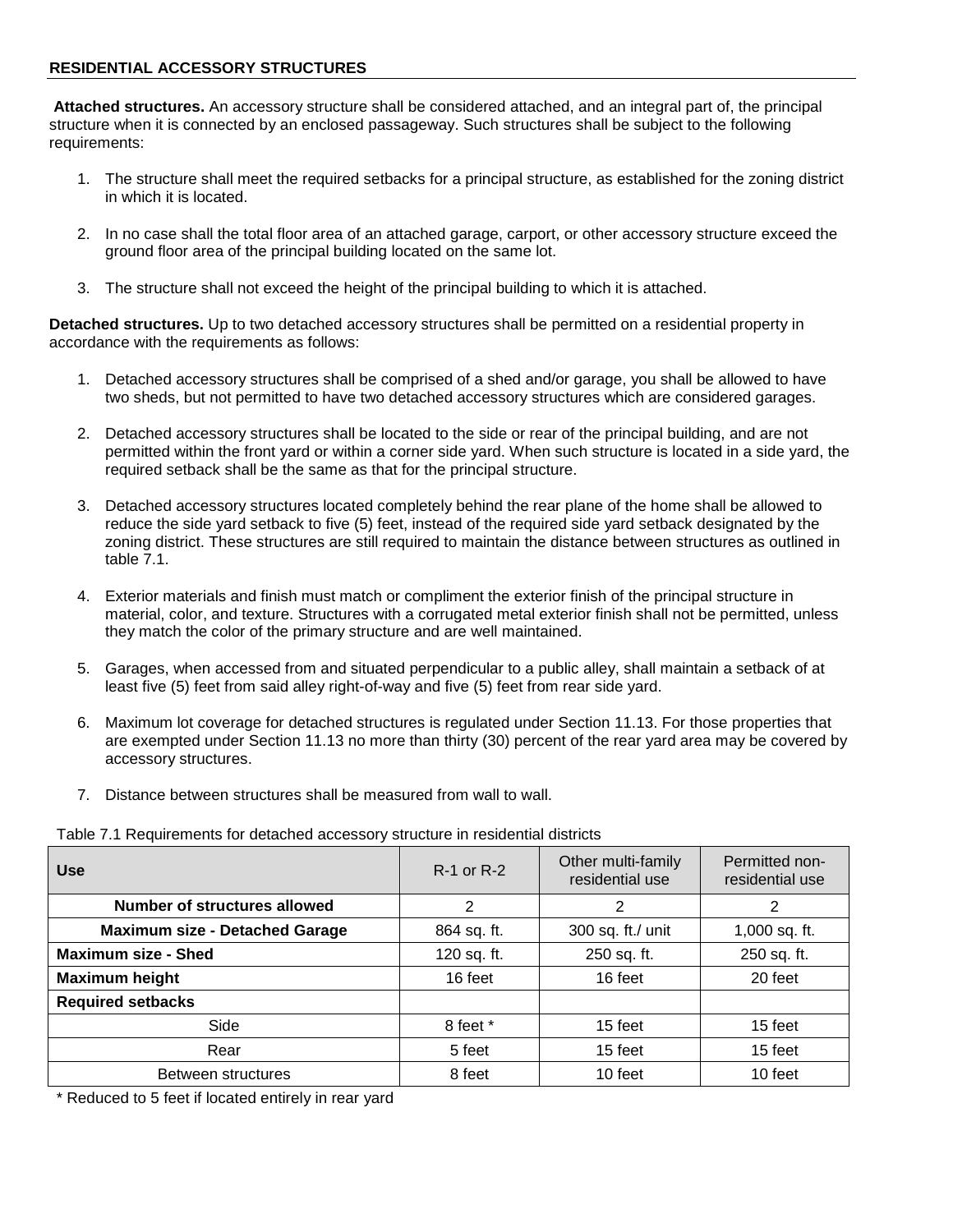## RESIDENTIAL ACCESSORY STRUCTURES

**Attached structures.** An accessory structure shall be considered attached, and an integral part of, the principal structure when it is connected by an enclosed passageway. Such structures shall be subject to the following requirements:

1. The structure shall meet the required setbacks for a principal structure, as established for the zoning district in which it is located.
2. In no case shall the total floor area of an attached garage, carport, or other accessory structure exceed the ground floor area of the principal building located on the same lot.
3. The structure shall not exceed the height of the principal building to which it is attached.

**Detached structures.** Up to two detached accessory structures shall be permitted on a residential property in accordance with the requirements as follows:

1. Detached accessory structures shall be comprised of a shed and/or garage, you shall be allowed to have two sheds, but not permitted to have two detached accessory structures which are considered garages.
2. Detached accessory structures shall be located to the side or rear of the principal building, and are not permitted within the front yard or within a corner side yard. When such structure is located in a side yard, the required setback shall be the same as that for the principal structure.
3. Detached accessory structures located completely behind the rear plane of the home shall be allowed to reduce the side yard setback to five (5) feet, instead of the required side yard setback designated by the zoning district. These structures are still required to maintain the distance between structures as outlined in table 7.1.
4. Exterior materials and finish must match or compliment the exterior finish of the principal structure in material, color, and texture. Structures with a corrugated metal exterior finish shall not be permitted, unless they match the color of the primary structure and are well maintained.
5. Garages, when accessed from and situated perpendicular to a public alley, shall maintain a setback of at least five (5) feet from said alley right-of-way and five (5) feet from rear side yard.
6. Maximum lot coverage for detached structures is regulated under Section 11.13. For those properties that are exempted under Section 11.13 no more than thirty (30) percent of the rear yard area may be covered by accessory structures.
7. Distance between structures shall be measured from wall to wall.

Table 7.1 Requirements for detached accessory structure in residential districts

| Use | R-1 or R-2 | Other multi-family residential use | Permitted non-residential use |
|---|---|---|---|
| **Number of structures allowed** | 2 | 2 | 2 |
| **Maximum size - Detached Garage** | 864 sq. ft. | 300 sq. ft./ unit | 1,000 sq. ft. |
| **Maximum size - Shed** | 120 sq. ft. | 250 sq. ft. | 250 sq. ft. |
| **Maximum height** | 16 feet | 16 feet | 20 feet |
| **Required setbacks** | | | |
| Side | 8 feet * | 15 feet | 15 feet |
| Rear | 5 feet | 15 feet | 15 feet |
| Between structures | 8 feet | 10 feet | 10 feet |

\* Reduced to 5 feet if located entirely in rear yard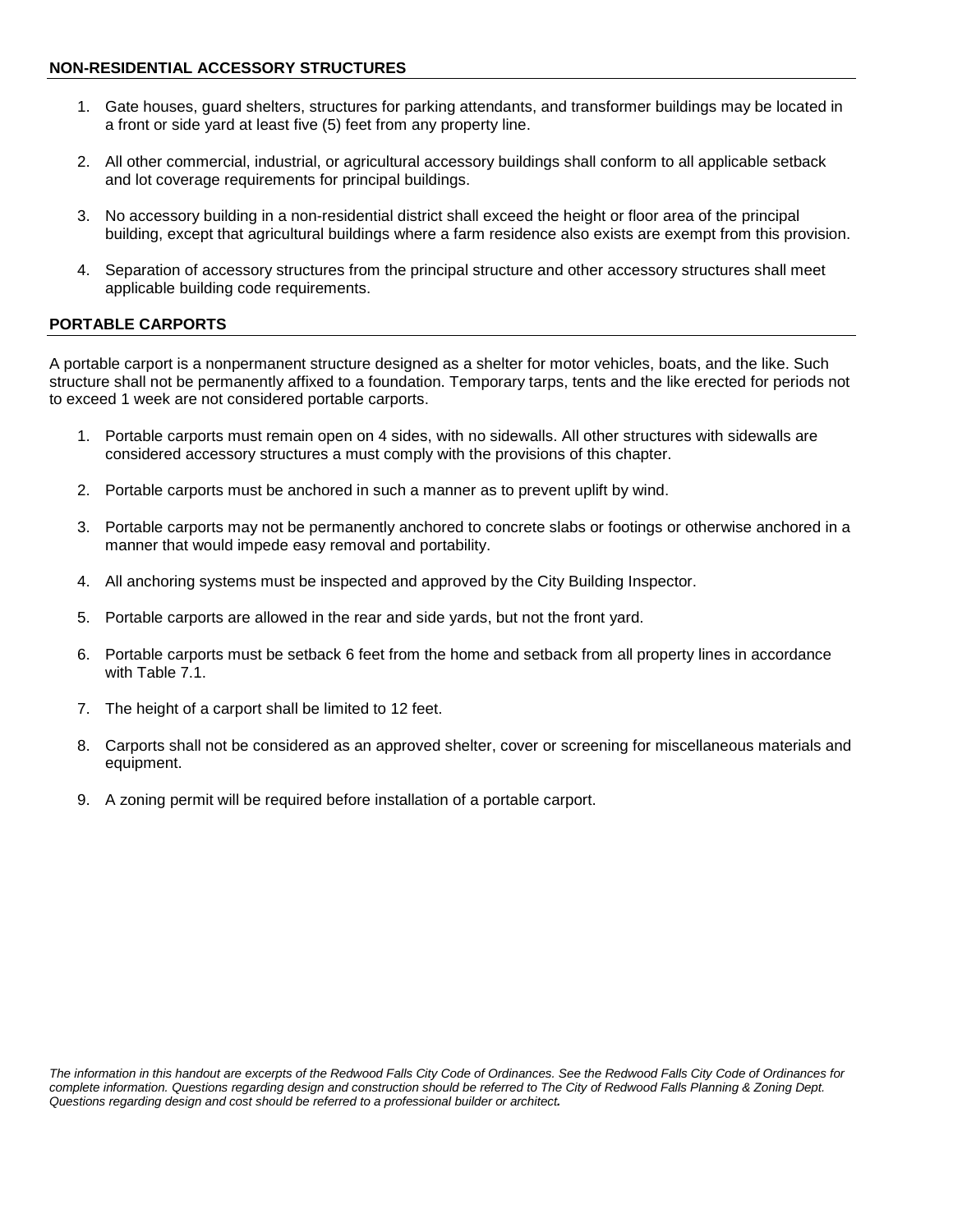## NON-RESIDENTIAL ACCESSORY STRUCTURES

1. Gate houses, guard shelters, structures for parking attendants, and transformer buildings may be located in a front or side yard at least five (5) feet from any property line.
2. All other commercial, industrial, or agricultural accessory buildings shall conform to all applicable setback and lot coverage requirements for principal buildings.
3. No accessory building in a non-residential district shall exceed the height or floor area of the principal building, except that agricultural buildings where a farm residence also exists are exempt from this provision.
4. Separation of accessory structures from the principal structure and other accessory structures shall meet applicable building code requirements.

## PORTABLE CARPORTS

A portable carport is a nonpermanent structure designed as a shelter for motor vehicles, boats, and the like. Such structure shall not be permanently affixed to a foundation. Temporary tarps, tents and the like erected for periods not to exceed 1 week are not considered portable carports.

1. Portable carports must remain open on 4 sides, with no sidewalls. All other structures with sidewalls are considered accessory structures a must comply with the provisions of this chapter.
2. Portable carports must be anchored in such a manner as to prevent uplift by wind.
3. Portable carports may not be permanently anchored to concrete slabs or footings or otherwise anchored in a manner that would impede easy removal and portability.
4. All anchoring systems must be inspected and approved by the City Building Inspector.
5. Portable carports are allowed in the rear and side yards, but not the front yard.
6. Portable carports must be setback 6 feet from the home and setback from all property lines in accordance with Table 7.1.
7. The height of a carport shall be limited to 12 feet.
8. Carports shall not be considered as an approved shelter, cover or screening for miscellaneous materials and equipment.
9. A zoning permit will be required before installation of a portable carport.

*The information in this handout are excerpts of the Redwood Falls City Code of Ordinances. See the Redwood Falls City Code of Ordinances for complete information. Questions regarding design and construction should be referred to The City of Redwood Falls Planning & Zoning Dept. Questions regarding design and cost should be referred to a professional builder or architect.*